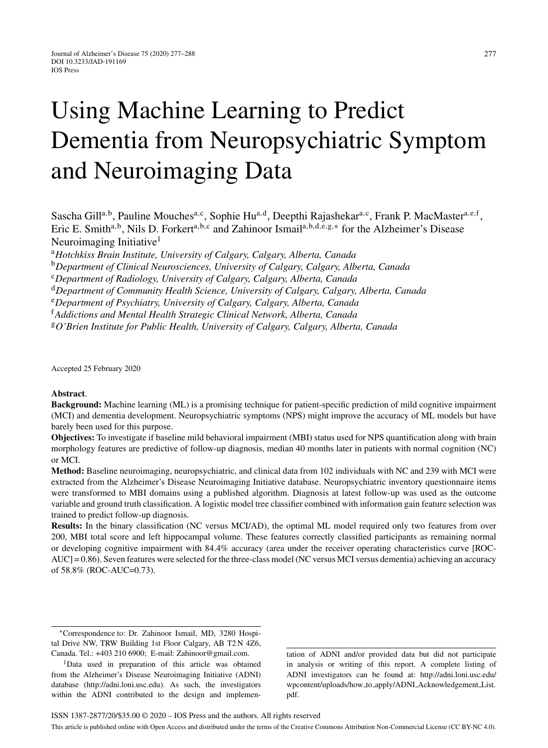# Using Machine Learning to Predict Dementia from Neuropsychiatric Symptom and Neuroimaging Data

Sascha Gill[a,b], Pauline Mouches[a,c], Sophie Hu[a,d], Deepthi Rajashekar[a,c], Frank P. MacMaster[a,e,f], Eric E. Smith[a,b], Nils D. Forkert[a,b,c] and Zahinoor Ismail[a,b,d,e,g,*] for the Alzheimer's Disease Neuroimaging Initiative[1]

[a]*Hotchkiss Brain Institute, University of Calgary, Calgary, Alberta, Canada*
[b]*Department of Clinical Neurosciences, University of Calgary, Calgary, Alberta, Canada*
[c]*Department of Radiology, University of Calgary, Calgary, Alberta, Canada*
[d]*Department of Community Health Science, University of Calgary, Calgary, Alberta, Canada*
[e]*Department of Psychiatry, University of Calgary, Calgary, Alberta, Canada*
[f]*Addictions and Mental Health Strategic Clinical Network, Alberta, Canada*
[g]*O'Brien Institute for Public Health, University of Calgary, Calgary, Alberta, Canada*

Accepted 25 February 2020

**Abstract**.

**Background:** Machine learning (ML) is a promising technique for patient-specific prediction of mild cognitive impairment (MCI) and dementia development. Neuropsychiatric symptoms (NPS) might improve the accuracy of ML models but have barely been used for this purpose.

**Objectives:** To investigate if baseline mild behavioral impairment (MBI) status used for NPS quantification along with brain morphology features are predictive of follow-up diagnosis, median 40 months later in patients with normal cognition (NC) or MCI.

**Method:** Baseline neuroimaging, neuropsychiatric, and clinical data from 102 individuals with NC and 239 with MCI were extracted from the Alzheimer's Disease Neuroimaging Initiative database. Neuropsychiatric inventory questionnaire items were transformed to MBI domains using a published algorithm. Diagnosis at latest follow-up was used as the outcome variable and ground truth classification. A logistic model tree classifier combined with information gain feature selection was trained to predict follow-up diagnosis.

**Results:** In the binary classification (NC versus MCI/AD), the optimal ML model required only two features from over 200, MBI total score and left hippocampal volume. These features correctly classified participants as remaining normal or developing cognitive impairment with 84.4% accuracy (area under the receiver operating characteristics curve [ROC-AUC] = 0.86). Seven features were selected for the three-class model (NC versus MCI versus dementia) achieving an accuracy of 58.8% (ROC-AUC=0.73).

---

*Correspondence to: Dr. Zahinoor Ismail, MD, 3280 Hospital Drive NW, TRW Building 1st Floor Calgary, AB T2N 4Z6, Canada. Tel.: +403 210 6900; E-mail: Zahinoor@gmail.com.

[1]Data used in preparation of this article was obtained from the Alzheimer's Disease Neuroimaging Initiative (ADNI) database (http://adni.loni.usc.edu). As such, the investigators within the ADNI contributed to the design and implementation of ADNI and/or provided data but did not participate in analysis or writing of this report. A complete listing of ADNI investigators can be found at: http://adni.loni.usc.edu/wpcontent/uploads/how_to_apply/ADNI_Acknowledgement_List.pdf.

ISSN 1387-2877/20/$35.00 © 2020 – IOS Press and the authors. All rights reserved

This article is published online with Open Access and distributed under the terms of the Creative Commons Attribution Non-Commercial License (CC BY-NC 4.0).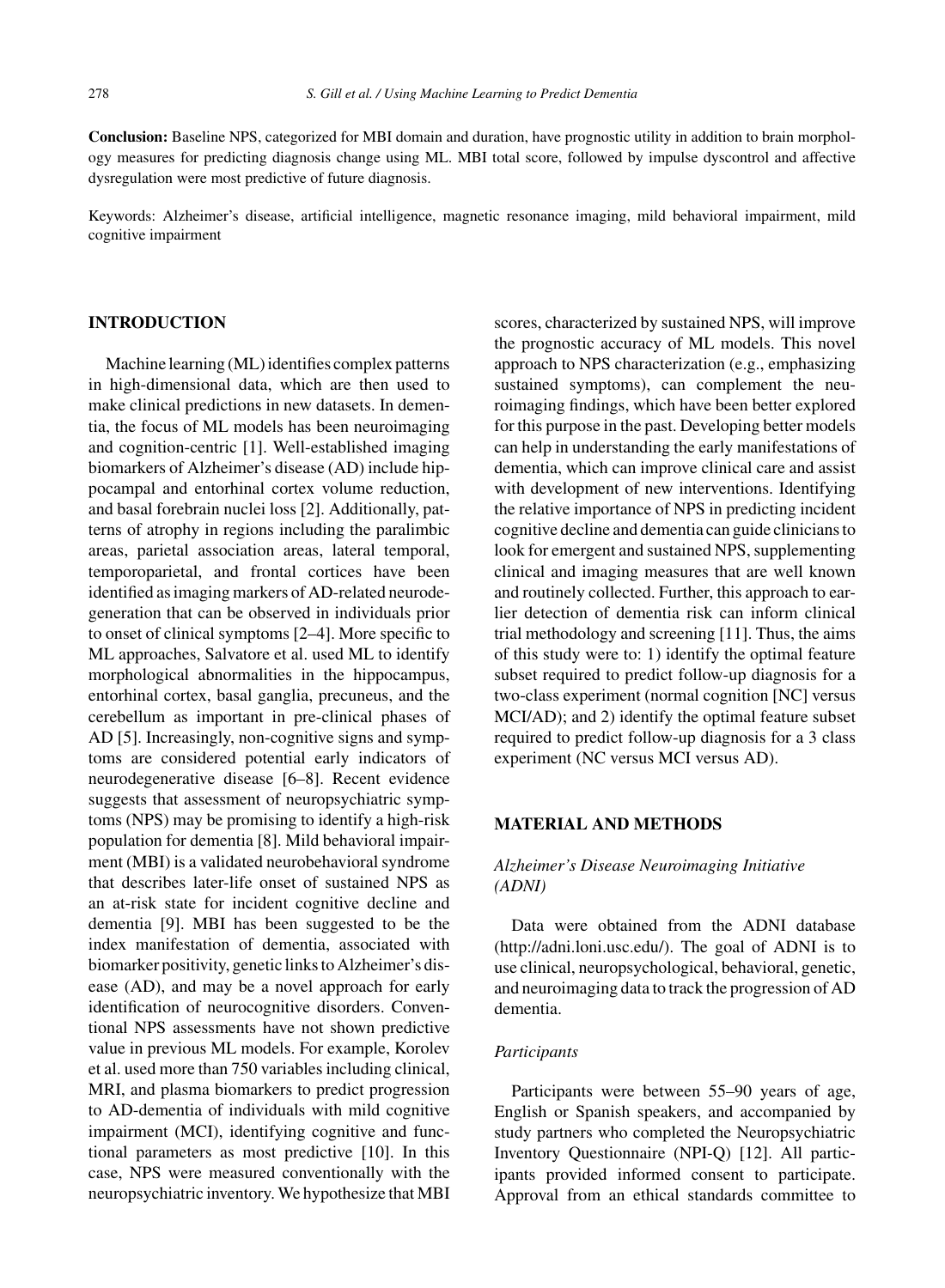**Conclusion:** Baseline NPS, categorized for MBI domain and duration, have prognostic utility in addition to brain morphology measures for predicting diagnosis change using ML. MBI total score, followed by impulse dyscontrol and affective dysregulation were most predictive of future diagnosis.

Keywords: Alzheimer's disease, artificial intelligence, magnetic resonance imaging, mild behavioral impairment, mild cognitive impairment

## INTRODUCTION

Machine learning (ML) identifies complex patterns in high-dimensional data, which are then used to make clinical predictions in new datasets. In dementia, the focus of ML models has been neuroimaging and cognition-centric [1]. Well-established imaging biomarkers of Alzheimer's disease (AD) include hippocampal and entorhinal cortex volume reduction, and basal forebrain nuclei loss [2]. Additionally, patterns of atrophy in regions including the paralimbic areas, parietal association areas, lateral temporal, temporoparietal, and frontal cortices have been identified as imaging markers of AD-related neurodegeneration that can be observed in individuals prior to onset of clinical symptoms [2–4]. More specific to ML approaches, Salvatore et al. used ML to identify morphological abnormalities in the hippocampus, entorhinal cortex, basal ganglia, precuneus, and the cerebellum as important in pre-clinical phases of AD [5]. Increasingly, non-cognitive signs and symptoms are considered potential early indicators of neurodegenerative disease [6–8]. Recent evidence suggests that assessment of neuropsychiatric symptoms (NPS) may be promising to identify a high-risk population for dementia [8]. Mild behavioral impairment (MBI) is a validated neurobehavioral syndrome that describes later-life onset of sustained NPS as an at-risk state for incident cognitive decline and dementia [9]. MBI has been suggested to be the index manifestation of dementia, associated with biomarker positivity, genetic links to Alzheimer's disease (AD), and may be a novel approach for early identification of neurocognitive disorders. Conventional NPS assessments have not shown predictive value in previous ML models. For example, Korolev et al. used more than 750 variables including clinical, MRI, and plasma biomarkers to predict progression to AD-dementia of individuals with mild cognitive impairment (MCI), identifying cognitive and functional parameters as most predictive [10]. In this case, NPS were measured conventionally with the neuropsychiatric inventory. We hypothesize that MBI scores, characterized by sustained NPS, will improve the prognostic accuracy of ML models. This novel approach to NPS characterization (e.g., emphasizing sustained symptoms), can complement the neuroimaging findings, which have been better explored for this purpose in the past. Developing better models can help in understanding the early manifestations of dementia, which can improve clinical care and assist with development of new interventions. Identifying the relative importance of NPS in predicting incident cognitive decline and dementia can guide clinicians to look for emergent and sustained NPS, supplementing clinical and imaging measures that are well known and routinely collected. Further, this approach to earlier detection of dementia risk can inform clinical trial methodology and screening [11]. Thus, the aims of this study were to: 1) identify the optimal feature subset required to predict follow-up diagnosis for a two-class experiment (normal cognition [NC] versus MCI/AD); and 2) identify the optimal feature subset required to predict follow-up diagnosis for a 3 class experiment (NC versus MCI versus AD).

## MATERIAL AND METHODS

### *Alzheimer's Disease Neuroimaging Initiative (ADNI)*

Data were obtained from the ADNI database (http://adni.loni.usc.edu/). The goal of ADNI is to use clinical, neuropsychological, behavioral, genetic, and neuroimaging data to track the progression of AD dementia.

### *Participants*

Participants were between 55–90 years of age, English or Spanish speakers, and accompanied by study partners who completed the Neuropsychiatric Inventory Questionnaire (NPI-Q) [12]. All participants provided informed consent to participate. Approval from an ethical standards committee to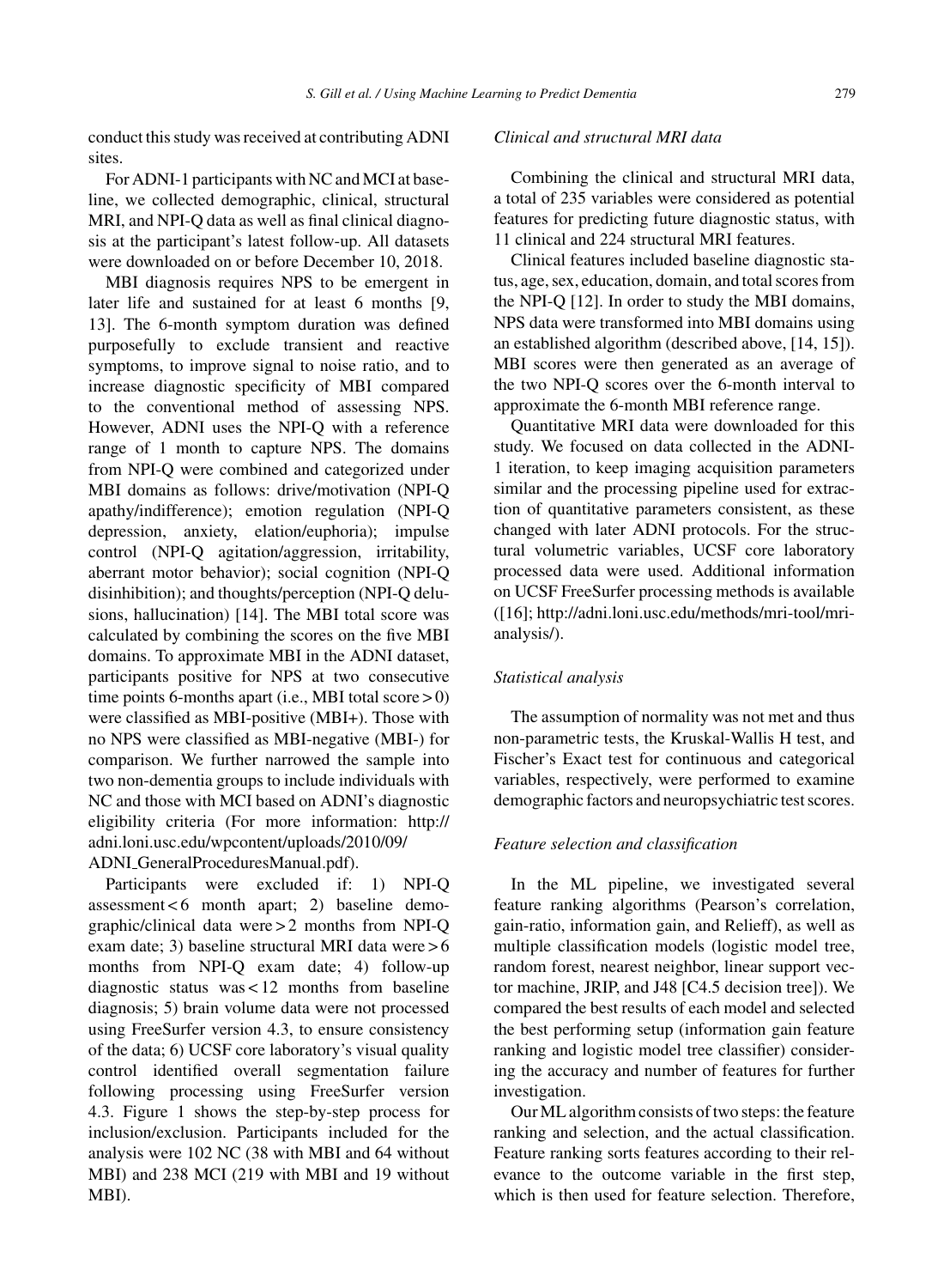conduct this study was received at contributing ADNI sites.

For ADNI-1 participants with NC and MCI at baseline, we collected demographic, clinical, structural MRI, and NPI-Q data as well as final clinical diagnosis at the participant's latest follow-up. All datasets were downloaded on or before December 10, 2018.

MBI diagnosis requires NPS to be emergent in later life and sustained for at least 6 months [9, 13]. The 6-month symptom duration was defined purposefully to exclude transient and reactive symptoms, to improve signal to noise ratio, and to increase diagnostic specificity of MBI compared to the conventional method of assessing NPS. However, ADNI uses the NPI-Q with a reference range of 1 month to capture NPS. The domains from NPI-Q were combined and categorized under MBI domains as follows: drive/motivation (NPI-Q apathy/indifference); emotion regulation (NPI-Q depression, anxiety, elation/euphoria); impulse control (NPI-Q agitation/aggression, irritability, aberrant motor behavior); social cognition (NPI-Q disinhibition); and thoughts/perception (NPI-Q delusions, hallucination) [14]. The MBI total score was calculated by combining the scores on the five MBI domains. To approximate MBI in the ADNI dataset, participants positive for NPS at two consecutive time points 6-months apart (i.e., MBI total score > 0) were classified as MBI-positive (MBI+). Those with no NPS were classified as MBI-negative (MBI-) for comparison. We further narrowed the sample into two non-dementia groups to include individuals with NC and those with MCI based on ADNI's diagnostic eligibility criteria (For more information: http://adni.loni.usc.edu/wpcontent/uploads/2010/09/ADNI_GeneralProceduresManual.pdf).

Participants were excluded if: 1) NPI-Q assessment < 6 month apart; 2) baseline demographic/clinical data were > 2 months from NPI-Q exam date; 3) baseline structural MRI data were > 6 months from NPI-Q exam date; 4) follow-up diagnostic status was < 12 months from baseline diagnosis; 5) brain volume data were not processed using FreeSurfer version 4.3, to ensure consistency of the data; 6) UCSF core laboratory's visual quality control identified overall segmentation failure following processing using FreeSurfer version 4.3. Figure 1 shows the step-by-step process for inclusion/exclusion. Participants included for the analysis were 102 NC (38 with MBI and 64 without MBI) and 238 MCI (219 with MBI and 19 without MBI).

### *Clinical and structural MRI data*

Combining the clinical and structural MRI data, a total of 235 variables were considered as potential features for predicting future diagnostic status, with 11 clinical and 224 structural MRI features.

Clinical features included baseline diagnostic status, age, sex, education, domain, and total scores from the NPI-Q [12]. In order to study the MBI domains, NPS data were transformed into MBI domains using an established algorithm (described above, [14, 15]). MBI scores were then generated as an average of the two NPI-Q scores over the 6-month interval to approximate the 6-month MBI reference range.

Quantitative MRI data were downloaded for this study. We focused on data collected in the ADNI-1 iteration, to keep imaging acquisition parameters similar and the processing pipeline used for extraction of quantitative parameters consistent, as these changed with later ADNI protocols. For the structural volumetric variables, UCSF core laboratory processed data were used. Additional information on UCSF FreeSurfer processing methods is available ([16]; http://adni.loni.usc.edu/methods/mri-tool/mri-analysis/).

### *Statistical analysis*

The assumption of normality was not met and thus non-parametric tests, the Kruskal-Wallis H test, and Fischer's Exact test for continuous and categorical variables, respectively, were performed to examine demographic factors and neuropsychiatric test scores.

### *Feature selection and classification*

In the ML pipeline, we investigated several feature ranking algorithms (Pearson's correlation, gain-ratio, information gain, and Relieff), as well as multiple classification models (logistic model tree, random forest, nearest neighbor, linear support vector machine, JRIP, and J48 [C4.5 decision tree]). We compared the best results of each model and selected the best performing setup (information gain feature ranking and logistic model tree classifier) considering the accuracy and number of features for further investigation.

Our ML algorithm consists of two steps: the feature ranking and selection, and the actual classification. Feature ranking sorts features according to their relevance to the outcome variable in the first step, which is then used for feature selection. Therefore,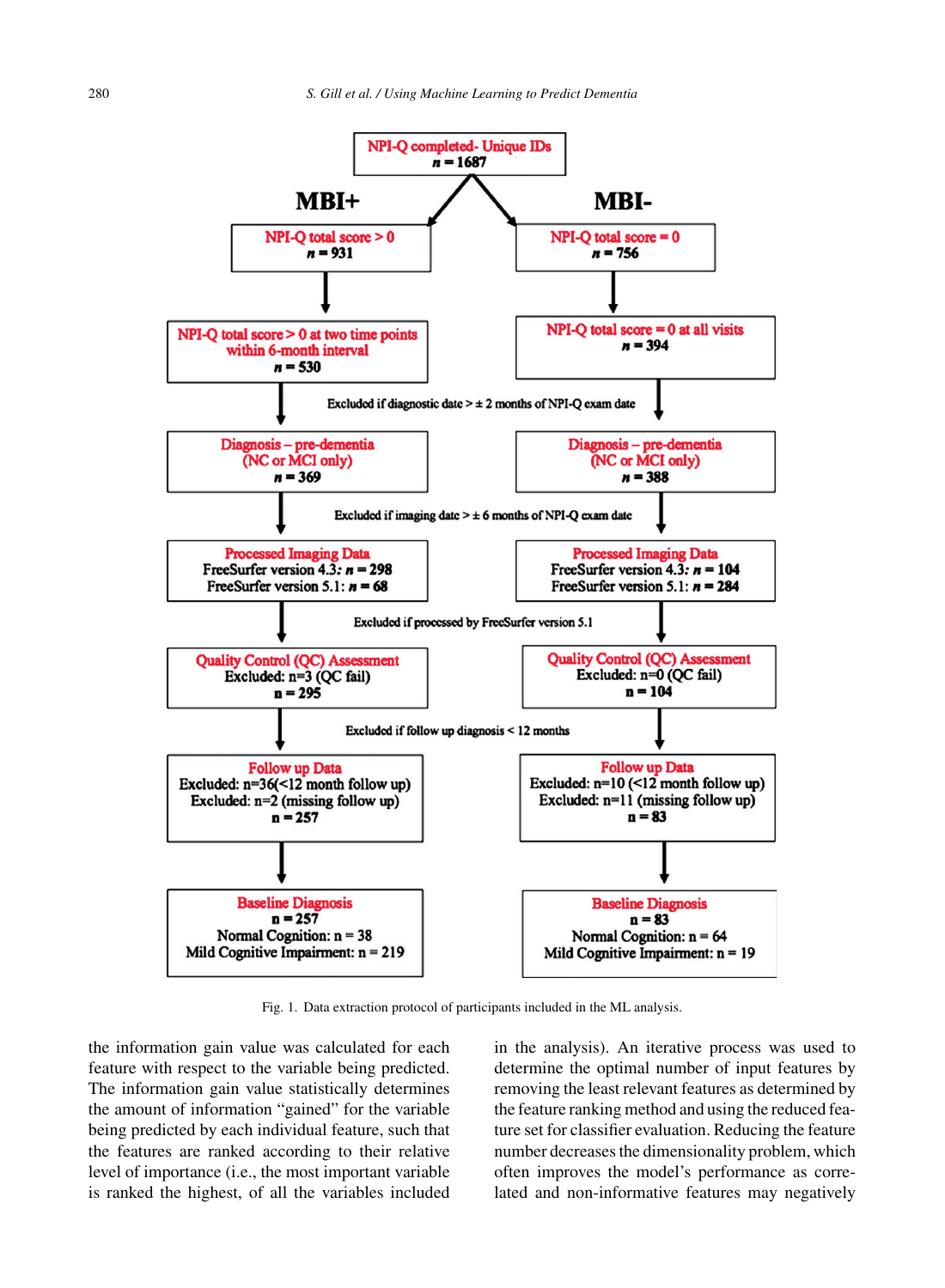**NPI-Q completed- Unique IDs**
$n = 1687$

| MBI+ | MBI- |
|---|---|
| NPI-Q total score > 0, $n = 931$ | NPI-Q total score = 0, $n = 756$ |
| NPI-Q total score > 0 at two time points within 6-month interval, $n = 530$ | NPI-Q total score = 0 at all visits, $n = 394$ |
| *Excluded if diagnostic date > ± 2 months of NPI-Q exam date* | |
| Diagnosis – pre-dementia (NC or MCI only), $n = 369$ | Diagnosis – pre-dementia (NC or MCI only), $n = 388$ |
| *Excluded if imaging date > ± 6 months of NPI-Q exam date* | |
| Processed Imaging Data: FreeSurfer version 4.3: $n = 298$; FreeSurfer version 5.1: $n = 68$ | Processed Imaging Data: FreeSurfer version 4.3: $n = 104$; FreeSurfer version 5.1: $n = 284$ |
| *Excluded if processed by FreeSurfer version 5.1* | |
| Quality Control (QC) Assessment: Excluded: n=3 (QC fail); n = 295 | Quality Control (QC) Assessment: Excluded: n=0 (QC fail); n = 104 |
| *Excluded if follow up diagnosis < 12 months* | |
| Follow up Data: Excluded: n=36 (<12 month follow up); Excluded: n=2 (missing follow up); n = 257 | Follow up Data: Excluded: n=10 (<12 month follow up); Excluded: n=11 (missing follow up); n = 83 |
| Baseline Diagnosis: n = 257; Normal Cognition: n = 38; Mild Cognitive Impairment: n = 219 | Baseline Diagnosis: n = 83; Normal Cognition: n = 64; Mild Cognitive Impairment: n = 19 |

Fig. 1. Data extraction protocol of participants included in the ML analysis.

the information gain value was calculated for each feature with respect to the variable being predicted. The information gain value statistically determines the amount of information "gained" for the variable being predicted by each individual feature, such that the features are ranked according to their relative level of importance (i.e., the most important variable is ranked the highest, of all the variables included in the analysis). An iterative process was used to determine the optimal number of input features by removing the least relevant features as determined by the feature ranking method and using the reduced feature set for classifier evaluation. Reducing the feature number decreases the dimensionality problem, which often improves the model's performance as correlated and non-informative features may negatively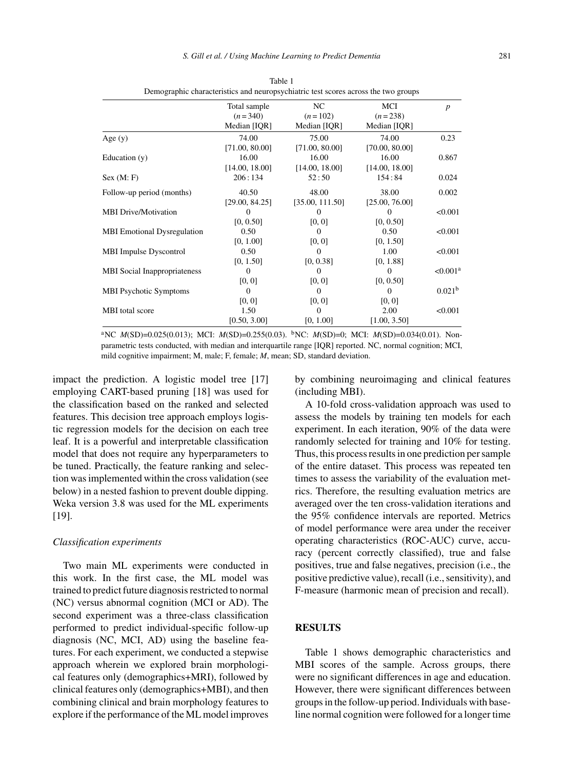Table 1
Demographic characteristics and neuropsychiatric test scores across the two groups

| | Total sample ($n = 340$) Median [IQR] | NC ($n = 102$) Median [IQR] | MCI ($n = 238$) Median [IQR] | $p$ |
|---|---|---|---|---|
| Age (y) | 74.00 [71.00, 80.00] | 75.00 [71.00, 80.00] | 74.00 [70.00, 80.00] | 0.23 |
| Education (y) | 16.00 [14.00, 18.00] | 16.00 [14.00, 18.00] | 16.00 [14.00, 18.00] | 0.867 |
| Sex (M: F) | 206 : 134 | 52 : 50 | 154 : 84 | 0.024 |
| Follow-up period (months) | 40.50 [29.00, 84.25] | 48.00 [35.00, 111.50] | 38.00 [25.00, 76.00] | 0.002 |
| MBI Drive/Motivation | 0 [0, 0.50] | 0 [0, 0] | 0 [0, 0.50] | <0.001 |
| MBI Emotional Dysregulation | 0.50 [0, 1.00] | 0 [0, 0] | 0.50 [0, 1.50] | <0.001 |
| MBI Impulse Dyscontrol | 0.50 [0, 1.50] | 0 [0, 0.38] | 1.00 [0, 1.88] | <0.001 |
| MBI Social Inappropriateness | 0 [0, 0] | 0 [0, 0] | 0 [0, 0.50] | <0.001[a] |
| MBI Psychotic Symptoms | 0 [0, 0] | 0 [0, 0] | 0 [0, 0] | 0.021[b] |
| MBI total score | 1.50 [0.50, 3.00] | 0 [0, 1.00] | 2.00 [1.00, 3.50] | <0.001 |

[a]NC *M*(SD)=0.025(0.013); MCI: *M*(SD)=0.255(0.03). [b]NC: *M*(SD)=0; MCI: *M*(SD)=0.034(0.01). Non-parametric tests conducted, with median and interquartile range [IQR] reported. NC, normal cognition; MCI, mild cognitive impairment; M, male; F, female; *M*, mean; SD, standard deviation.

impact the prediction. A logistic model tree [17] employing CART-based pruning [18] was used for the classification based on the ranked and selected features. This decision tree approach employs logistic regression models for the decision on each tree leaf. It is a powerful and interpretable classification model that does not require any hyperparameters to be tuned. Practically, the feature ranking and selection was implemented within the cross validation (see below) in a nested fashion to prevent double dipping. Weka version 3.8 was used for the ML experiments [19].

### *Classification experiments*

Two main ML experiments were conducted in this work. In the first case, the ML model was trained to predict future diagnosis restricted to normal (NC) versus abnormal cognition (MCI or AD). The second experiment was a three-class classification performed to predict individual-specific follow-up diagnosis (NC, MCI, AD) using the baseline features. For each experiment, we conducted a stepwise approach wherein we explored brain morphological features only (demographics+MRI), followed by clinical features only (demographics+MBI), and then combining clinical and brain morphology features to explore if the performance of the ML model improves by combining neuroimaging and clinical features (including MBI).

A 10-fold cross-validation approach was used to assess the models by training ten models for each experiment. In each iteration, 90% of the data were randomly selected for training and 10% for testing. Thus, this process results in one prediction per sample of the entire dataset. This process was repeated ten times to assess the variability of the evaluation metrics. Therefore, the resulting evaluation metrics are averaged over the ten cross-validation iterations and the 95% confidence intervals are reported. Metrics of model performance were area under the receiver operating characteristics (ROC-AUC) curve, accuracy (percent correctly classified), true and false positives, true and false negatives, precision (i.e., the positive predictive value), recall (i.e., sensitivity), and F-measure (harmonic mean of precision and recall).

## RESULTS

Table 1 shows demographic characteristics and MBI scores of the sample. Across groups, there were no significant differences in age and education. However, there were significant differences between groups in the follow-up period. Individuals with baseline normal cognition were followed for a longer time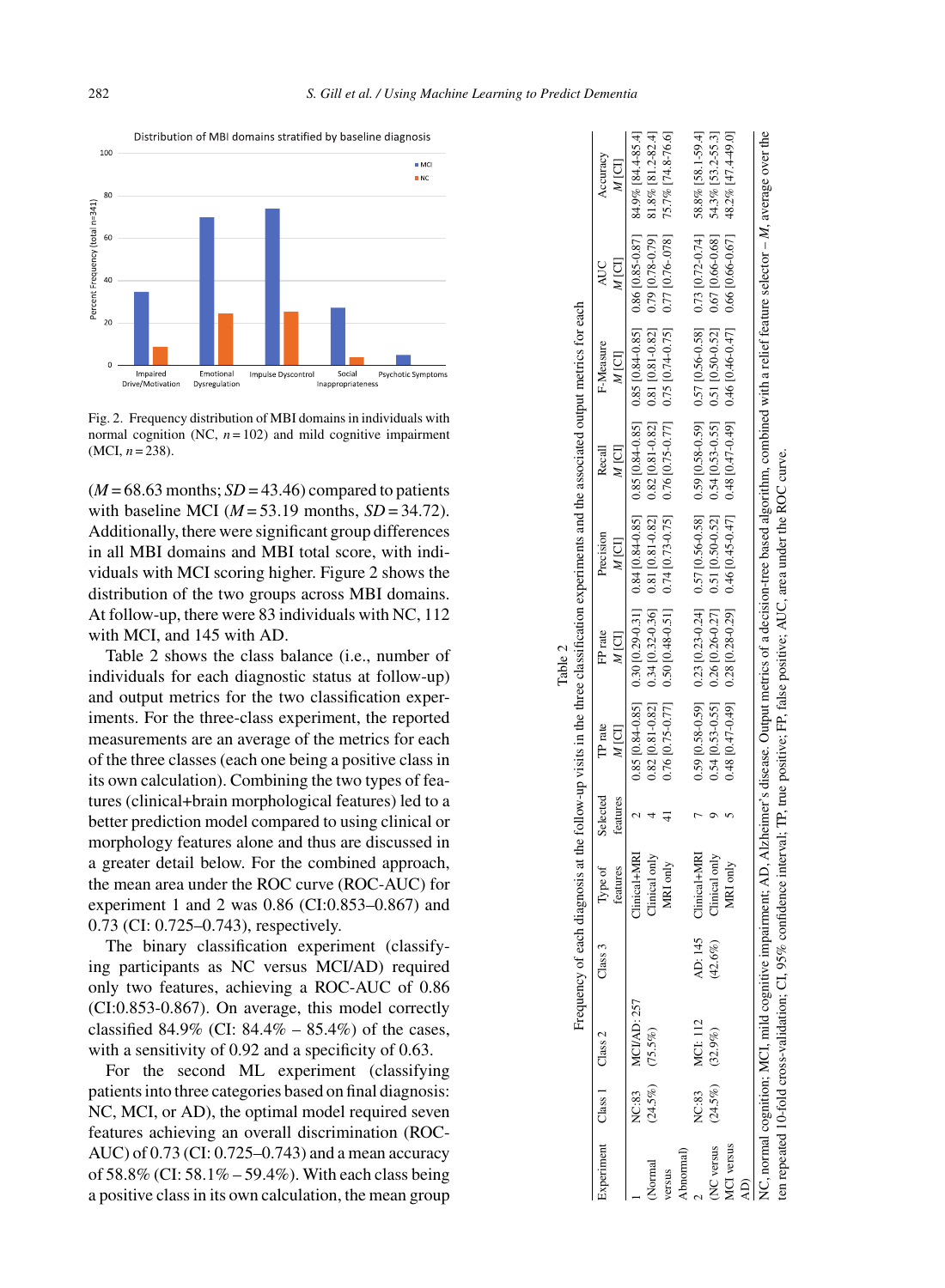Fig. 2. Frequency distribution of MBI domains in individuals with normal cognition (NC, $n = 102$) and mild cognitive impairment (MCI, $n = 238$).

($M = 68.63$ months; $SD = 43.46$) compared to patients with baseline MCI ($M = 53.19$ months, $SD = 34.72$). Additionally, there were significant group differences in all MBI domains and MBI total score, with individuals with MCI scoring higher. Figure 2 shows the distribution of the two groups across MBI domains. At follow-up, there were 83 individuals with NC, 112 with MCI, and 145 with AD.

Table 2 shows the class balance (i.e., number of individuals for each diagnostic status at follow-up) and output metrics for the two classification experiments. For the three-class experiment, the reported measurements are an average of the metrics for each of the three classes (each one being a positive class in its own calculation). Combining the two types of features (clinical+brain morphological features) led to a better prediction model compared to using clinical or morphology features alone and thus are discussed in a greater detail below. For the combined approach, the mean area under the ROC curve (ROC-AUC) for experiment 1 and 2 was 0.86 (CI:0.853–0.867) and 0.73 (CI: 0.725–0.743), respectively.

The binary classification experiment (classifying participants as NC versus MCI/AD) required only two features, achieving a ROC-AUC of 0.86 (CI:0.853-0.867). On average, this model correctly classified 84.9% (CI: 84.4% – 85.4%) of the cases, with a sensitivity of 0.92 and a specificity of 0.63.

For the second ML experiment (classifying patients into three categories based on final diagnosis: NC, MCI, or AD), the optimal model required seven features achieving an overall discrimination (ROC-AUC) of 0.73 (CI: 0.725–0.743) and a mean accuracy of 58.8% (CI: 58.1% – 59.4%). With each class being a positive class in its own calculation, the mean group

Table 2

Frequency of each diagnosis at the follow-up visits in the three classification experiments and the associated output metrics for each

| Experiment | Class 1 | Class 2 | Class 3 | Type of features | Selected features | TP rate<br>*M* [CI] | FP rate<br>*M* [CI] | Precision<br>*M* [CI] | Recall<br>*M* [CI] | F-Measure<br>*M* [CI] | AUC<br>*M* [CI] | Accuracy<br>*M* [CI] |
|---|---|---|---|---|---|---|---|---|---|---|---|---|
| 1 (Normal versus Abnormal) | NC:83 (24.5%) | MCI/AD: 257 (75.5%) | | Clinical+MRI | 2 | 0.85 [0.84-0.85] | 0.30 [0.29-0.31] | 0.84 [0.84-0.85] | 0.85 [0.84-0.85] | 0.85 [0.84-0.85] | 0.86 [0.85-0.87] | 84.9% [84.4-85.4] |
| | | | | Clinical only | 4 | 0.82 [0.81-0.82] | 0.34 [0.32-0.36] | 0.81 [0.81-0.82] | 0.82 [0.81-0.82] | 0.81 [0.81-0.82] | 0.79 [0.78-0.79] | 81.8% [81.2-82.4] |
| | | | | MRI only | 41 | 0.76 [0.75-0.77] | 0.50 [0.48-0.51] | 0.74 [0.73-0.75] | 0.76 [0.75-0.77] | 0.75 [0.74-0.75] | 0.77 [0.76-.078] | 75.7% [74.8-76.6] |
| 2 (NC versus MCI versus AD) | NC:83 (24.5%) | MCI: 112 (32.9%) | AD: 145 (42.6%) | Clinical+MRI | 7 | 0.59 [0.58-0.59] | 0.23 [0.23-0.24] | 0.57 [0.56-0.58] | 0.59 [0.58-0.59] | 0.57 [0.56-0.58] | 0.73 [0.72-0.74] | 58.8% [58.1-59.4] |
| | | | | Clinical only | 9 | 0.54 [0.53-0.55] | 0.26 [0.26-0.27] | 0.51 [0.50-0.52] | 0.54 [0.53-0.55] | 0.51 [0.50-0.52] | 0.67 [0.66-0.68] | 54.3% [53.2-55.3] |
| | | | | MRI only | 5 | 0.48 [0.47-0.49] | 0.28 [0.28-0.29] | 0.46 [0.45-0.47] | 0.48 [0.47-0.49] | 0.46 [0.46-0.47] | 0.66 [0.66-0.67] | 48.2% [47.4-49.0] |

NC, normal cognition; MCI, mild cognitive impairment; AD, Alzheimer's disease. Output metrics of a decision-tree based algorithm, combined with a relief feature selector – *M*, average over the ten repeated 10-fold cross-validation; CI, 95% confidence interval; TP, true positive; FP, false positive; AUC, area under the ROC curve.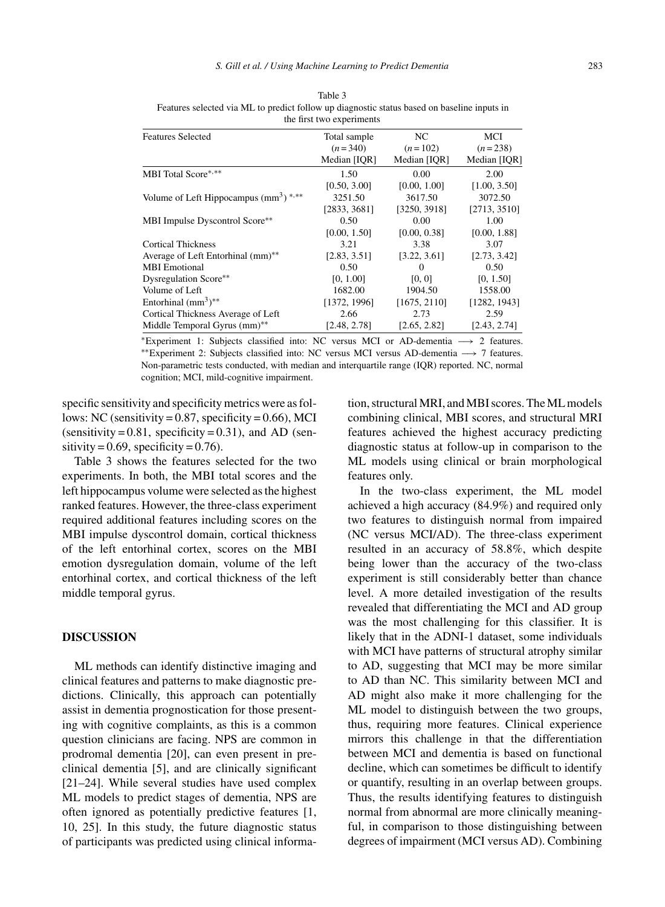Table 3
Features selected via ML to predict follow up diagnostic status based on baseline inputs in the first two experiments

| Features Selected | Total sample ($n = 340$) Median [IQR] | NC ($n = 102$) Median [IQR] | MCI ($n = 238$) Median [IQR] |
|---|---|---|---|
| MBI Total Score*,** | 1.50 [0.50, 3.00] | 0.00 [0.00, 1.00] | 2.00 [1.00, 3.50] |
| Volume of Left Hippocampus ($mm^3$) *,** | 3251.50 [2833, 3681] | 3617.50 [3250, 3918] | 3072.50 [2713, 3510] |
| MBI Impulse Dyscontrol Score** | 0.50 [0.00, 1.50] | 0.00 [0.00, 0.38] | 1.00 [0.00, 1.88] |
| Cortical Thickness Average of Left Entorhinal (mm)** | 3.21 [2.83, 3.51] | 3.38 [3.22, 3.61] | 3.07 [2.73, 3.42] |
| MBI Emotional Dysregulation Score** | 0.50 [0, 1.00] | 0 [0, 0] | 0.50 [0, 1.50] |
| Volume of Left Entorhinal ($mm^3$)** | 1682.00 [1372, 1996] | 1904.50 [1675, 2110] | 1558.00 [1282, 1943] |
| Cortical Thickness Average of Left Middle Temporal Gyrus (mm)** | 2.66 [2.48, 2.78] | 2.73 [2.65, 2.82] | 2.59 [2.43, 2.74] |

*Experiment 1: Subjects classified into: NC versus MCI or AD-dementia ⟶ 2 features. **Experiment 2: Subjects classified into: NC versus MCI versus AD-dementia ⟶ 7 features. Non-parametric tests conducted, with median and interquartile range (IQR) reported. NC, normal cognition; MCI, mild-cognitive impairment.

specific sensitivity and specificity metrics were as follows: NC (sensitivity = 0.87, specificity = 0.66), MCI (sensitivity = 0.81, specificity = 0.31), and AD (sensitivity = 0.69, specificity = 0.76).

Table 3 shows the features selected for the two experiments. In both, the MBI total scores and the left hippocampus volume were selected as the highest ranked features. However, the three-class experiment required additional features including scores on the MBI impulse dyscontrol domain, cortical thickness of the left entorhinal cortex, scores on the MBI emotion dysregulation domain, volume of the left entorhinal cortex, and cortical thickness of the left middle temporal gyrus.

## DISCUSSION

ML methods can identify distinctive imaging and clinical features and patterns to make diagnostic predictions. Clinically, this approach can potentially assist in dementia prognostication for those presenting with cognitive complaints, as this is a common question clinicians are facing. NPS are common in prodromal dementia [20], can even present in preclinical dementia [5], and are clinically significant [21–24]. While several studies have used complex ML models to predict stages of dementia, NPS are often ignored as potentially predictive features [1, 10, 25]. In this study, the future diagnostic status of participants was predicted using clinical information, structural MRI, and MBI scores. The ML models combining clinical, MBI scores, and structural MRI features achieved the highest accuracy predicting diagnostic status at follow-up in comparison to the ML models using clinical or brain morphological features only.

In the two-class experiment, the ML model achieved a high accuracy (84.9%) and required only two features to distinguish normal from impaired (NC versus MCI/AD). The three-class experiment resulted in an accuracy of 58.8%, which despite being lower than the accuracy of the two-class experiment is still considerably better than chance level. A more detailed investigation of the results revealed that differentiating the MCI and AD group was the most challenging for this classifier. It is likely that in the ADNI-1 dataset, some individuals with MCI have patterns of structural atrophy similar to AD, suggesting that MCI may be more similar to AD than NC. This similarity between MCI and AD might also make it more challenging for the ML model to distinguish between the two groups, thus, requiring more features. Clinical experience mirrors this challenge in that the differentiation between MCI and dementia is based on functional decline, which can sometimes be difficult to identify or quantify, resulting in an overlap between groups. Thus, the results identifying features to distinguish normal from abnormal are more clinically meaningful, in comparison to those distinguishing between degrees of impairment (MCI versus AD). Combining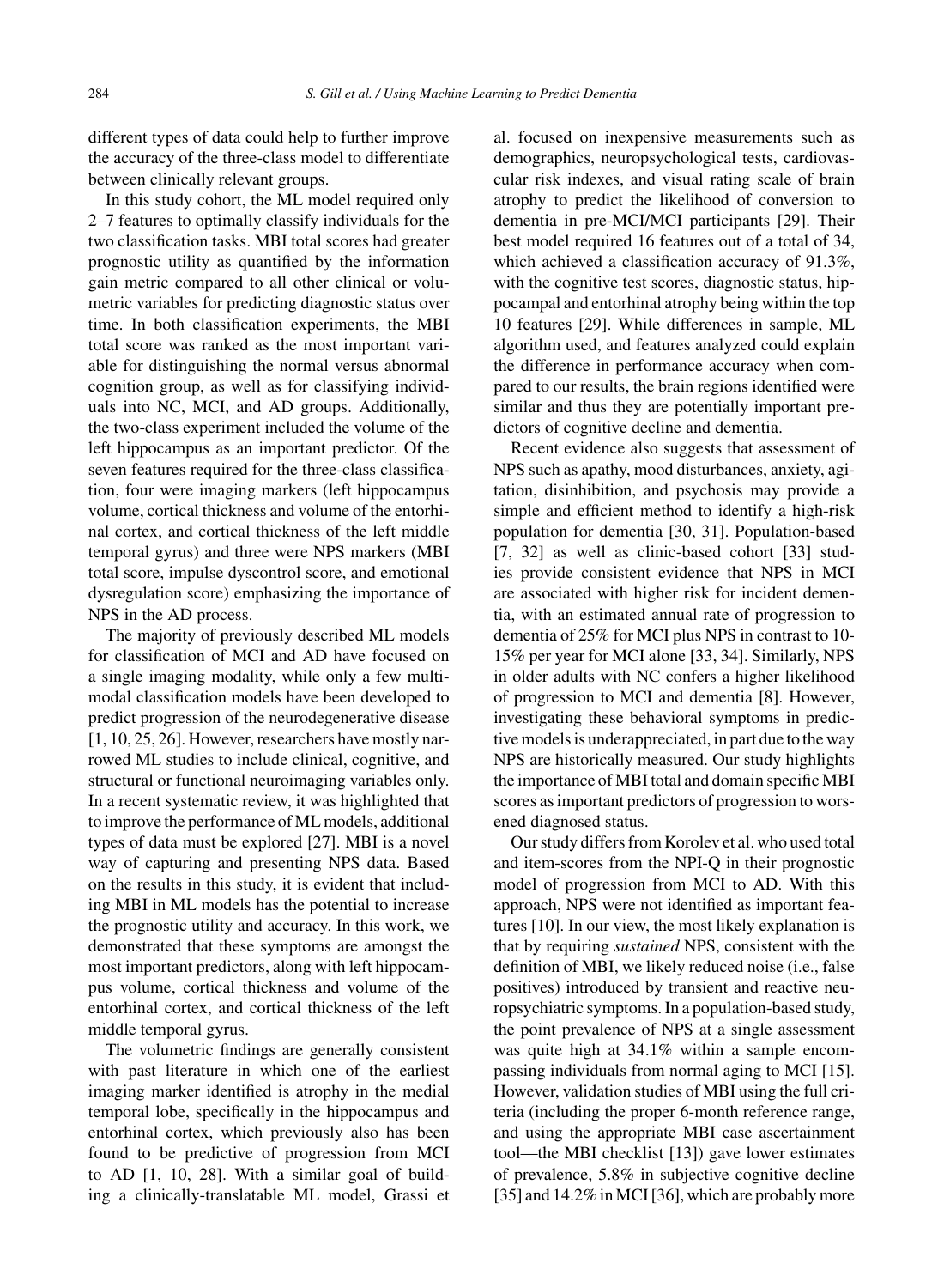different types of data could help to further improve the accuracy of the three-class model to differentiate between clinically relevant groups.

In this study cohort, the ML model required only 2–7 features to optimally classify individuals for the two classification tasks. MBI total scores had greater prognostic utility as quantified by the information gain metric compared to all other clinical or volumetric variables for predicting diagnostic status over time. In both classification experiments, the MBI total score was ranked as the most important variable for distinguishing the normal versus abnormal cognition group, as well as for classifying individuals into NC, MCI, and AD groups. Additionally, the two-class experiment included the volume of the left hippocampus as an important predictor. Of the seven features required for the three-class classification, four were imaging markers (left hippocampus volume, cortical thickness and volume of the entorhinal cortex, and cortical thickness of the left middle temporal gyrus) and three were NPS markers (MBI total score, impulse dyscontrol score, and emotional dysregulation score) emphasizing the importance of NPS in the AD process.

The majority of previously described ML models for classification of MCI and AD have focused on a single imaging modality, while only a few multimodal classification models have been developed to predict progression of the neurodegenerative disease [1, 10, 25, 26]. However, researchers have mostly narrowed ML studies to include clinical, cognitive, and structural or functional neuroimaging variables only. In a recent systematic review, it was highlighted that to improve the performance of ML models, additional types of data must be explored [27]. MBI is a novel way of capturing and presenting NPS data. Based on the results in this study, it is evident that including MBI in ML models has the potential to increase the prognostic utility and accuracy. In this work, we demonstrated that these symptoms are amongst the most important predictors, along with left hippocampus volume, cortical thickness and volume of the entorhinal cortex, and cortical thickness of the left middle temporal gyrus.

The volumetric findings are generally consistent with past literature in which one of the earliest imaging marker identified is atrophy in the medial temporal lobe, specifically in the hippocampus and entorhinal cortex, which previously also has been found to be predictive of progression from MCI to AD [1, 10, 28]. With a similar goal of building a clinically-translatable ML model, Grassi et al. focused on inexpensive measurements such as demographics, neuropsychological tests, cardiovascular risk indexes, and visual rating scale of brain atrophy to predict the likelihood of conversion to dementia in pre-MCI/MCI participants [29]. Their best model required 16 features out of a total of 34, which achieved a classification accuracy of 91.3%, with the cognitive test scores, diagnostic status, hippocampal and entorhinal atrophy being within the top 10 features [29]. While differences in sample, ML algorithm used, and features analyzed could explain the difference in performance accuracy when compared to our results, the brain regions identified were similar and thus they are potentially important predictors of cognitive decline and dementia.

Recent evidence also suggests that assessment of NPS such as apathy, mood disturbances, anxiety, agitation, disinhibition, and psychosis may provide a simple and efficient method to identify a high-risk population for dementia [30, 31]. Population-based [7, 32] as well as clinic-based cohort [33] studies provide consistent evidence that NPS in MCI are associated with higher risk for incident dementia, with an estimated annual rate of progression to dementia of 25% for MCI plus NPS in contrast to 10-15% per year for MCI alone [33, 34]. Similarly, NPS in older adults with NC confers a higher likelihood of progression to MCI and dementia [8]. However, investigating these behavioral symptoms in predictive models is underappreciated, in part due to the way NPS are historically measured. Our study highlights the importance of MBI total and domain specific MBI scores as important predictors of progression to worsened diagnosed status.

Our study differs from Korolev et al. who used total and item-scores from the NPI-Q in their prognostic model of progression from MCI to AD. With this approach, NPS were not identified as important features [10]. In our view, the most likely explanation is that by requiring *sustained* NPS, consistent with the definition of MBI, we likely reduced noise (i.e., false positives) introduced by transient and reactive neuropsychiatric symptoms. In a population-based study, the point prevalence of NPS at a single assessment was quite high at 34.1% within a sample encompassing individuals from normal aging to MCI [15]. However, validation studies of MBI using the full criteria (including the proper 6-month reference range, and using the appropriate MBI case ascertainment tool—the MBI checklist [13]) gave lower estimates of prevalence, 5.8% in subjective cognitive decline [35] and 14.2% in MCI [36], which are probably more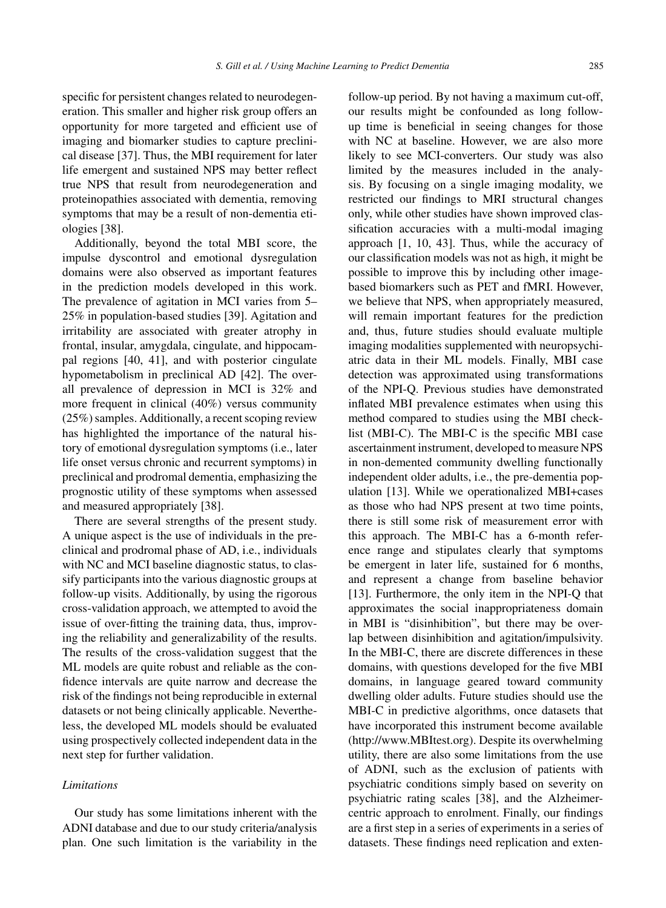specific for persistent changes related to neurodegeneration. This smaller and higher risk group offers an opportunity for more targeted and efficient use of imaging and biomarker studies to capture preclinical disease [37]. Thus, the MBI requirement for later life emergent and sustained NPS may better reflect true NPS that result from neurodegeneration and proteinopathies associated with dementia, removing symptoms that may be a result of non-dementia etiologies [38].

Additionally, beyond the total MBI score, the impulse dyscontrol and emotional dysregulation domains were also observed as important features in the prediction models developed in this work. The prevalence of agitation in MCI varies from 5–25% in population-based studies [39]. Agitation and irritability are associated with greater atrophy in frontal, insular, amygdala, cingulate, and hippocampal regions [40, 41], and with posterior cingulate hypometabolism in preclinical AD [42]. The overall prevalence of depression in MCI is 32% and more frequent in clinical (40%) versus community (25%) samples. Additionally, a recent scoping review has highlighted the importance of the natural history of emotional dysregulation symptoms (i.e., later life onset versus chronic and recurrent symptoms) in preclinical and prodromal dementia, emphasizing the prognostic utility of these symptoms when assessed and measured appropriately [38].

There are several strengths of the present study. A unique aspect is the use of individuals in the preclinical and prodromal phase of AD, i.e., individuals with NC and MCI baseline diagnostic status, to classify participants into the various diagnostic groups at follow-up visits. Additionally, by using the rigorous cross-validation approach, we attempted to avoid the issue of over-fitting the training data, thus, improving the reliability and generalizability of the results. The results of the cross-validation suggest that the ML models are quite robust and reliable as the confidence intervals are quite narrow and decrease the risk of the findings not being reproducible in external datasets or not being clinically applicable. Nevertheless, the developed ML models should be evaluated using prospectively collected independent data in the next step for further validation.

### *Limitations*

Our study has some limitations inherent with the ADNI database and due to our study criteria/analysis plan. One such limitation is the variability in the follow-up period. By not having a maximum cut-off, our results might be confounded as long follow-up time is beneficial in seeing changes for those with NC at baseline. However, we are also more likely to see MCI-converters. Our study was also limited by the measures included in the analysis. By focusing on a single imaging modality, we restricted our findings to MRI structural changes only, while other studies have shown improved classification accuracies with a multi-modal imaging approach [1, 10, 43]. Thus, while the accuracy of our classification models was not as high, it might be possible to improve this by including other image-based biomarkers such as PET and fMRI. However, we believe that NPS, when appropriately measured, will remain important features for the prediction and, thus, future studies should evaluate multiple imaging modalities supplemented with neuropsychiatric data in their ML models. Finally, MBI case detection was approximated using transformations of the NPI-Q. Previous studies have demonstrated inflated MBI prevalence estimates when using this method compared to studies using the MBI checklist (MBI-C). The MBI-C is the specific MBI case ascertainment instrument, developed to measure NPS in non-demented community dwelling functionally independent older adults, i.e., the pre-dementia population [13]. While we operationalized MBI+cases as those who had NPS present at two time points, there is still some risk of measurement error with this approach. The MBI-C has a 6-month reference range and stipulates clearly that symptoms be emergent in later life, sustained for 6 months, and represent a change from baseline behavior [13]. Furthermore, the only item in the NPI-Q that approximates the social inappropriateness domain in MBI is "disinhibition", but there may be overlap between disinhibition and agitation/impulsivity. In the MBI-C, there are discrete differences in these domains, with questions developed for the five MBI domains, in language geared toward community dwelling older adults. Future studies should use the MBI-C in predictive algorithms, once datasets that have incorporated this instrument become available (http://www.MBItest.org). Despite its overwhelming utility, there are also some limitations from the use of ADNI, such as the exclusion of patients with psychiatric conditions simply based on severity on psychiatric rating scales [38], and the Alzheimer-centric approach to enrolment. Finally, our findings are a first step in a series of experiments in a series of datasets. These findings need replication and exten-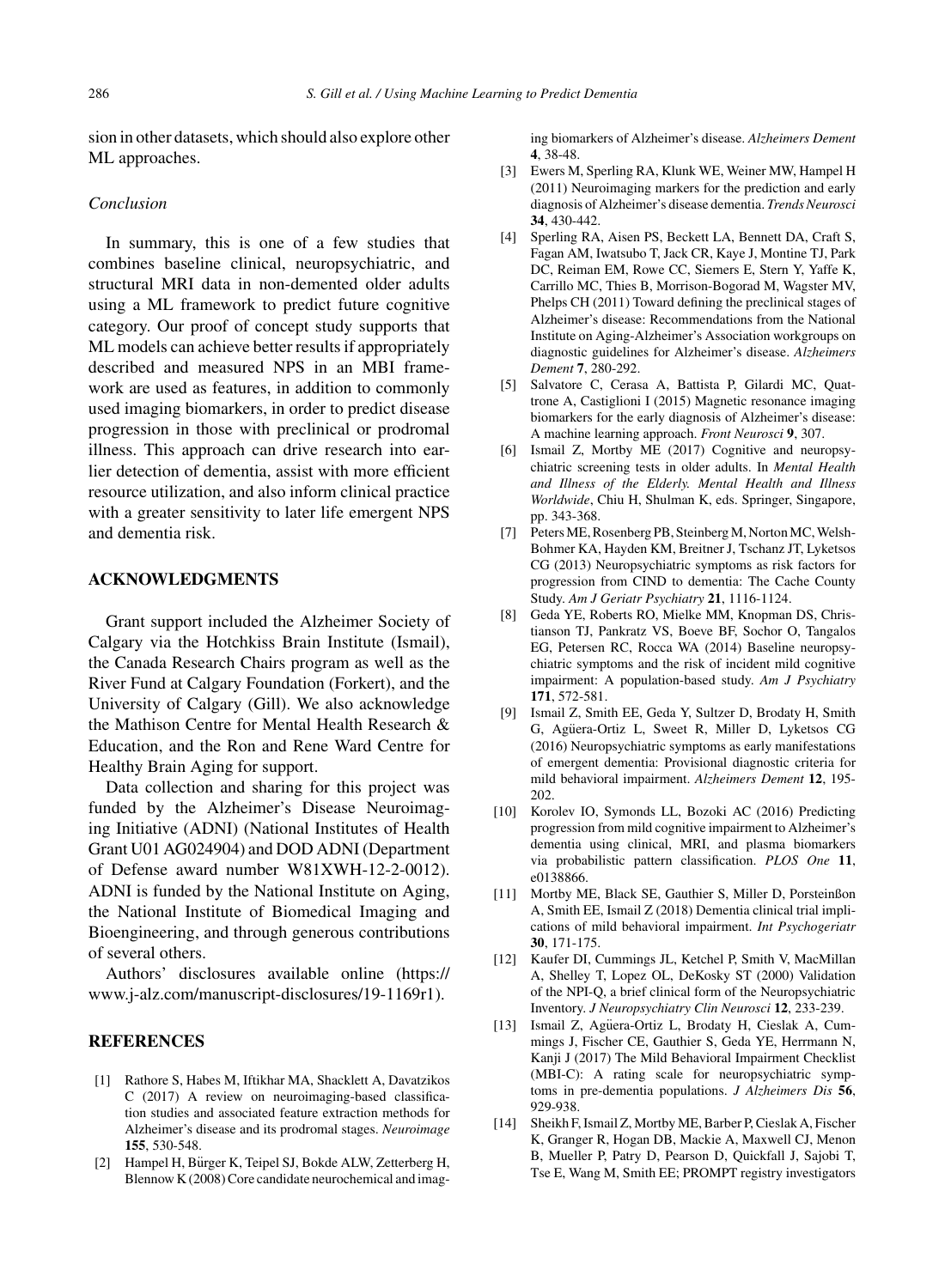sion in other datasets, which should also explore other ML approaches.

*Conclusion*

In summary, this is one of a few studies that combines baseline clinical, neuropsychiatric, and structural MRI data in non-demented older adults using a ML framework to predict future cognitive category. Our proof of concept study supports that ML models can achieve better results if appropriately described and measured NPS in an MBI framework are used as features, in addition to commonly used imaging biomarkers, in order to predict disease progression in those with preclinical or prodromal illness. This approach can drive research into earlier detection of dementia, assist with more efficient resource utilization, and also inform clinical practice with a greater sensitivity to later life emergent NPS and dementia risk.

## ACKNOWLEDGMENTS

Grant support included the Alzheimer Society of Calgary via the Hotchkiss Brain Institute (Ismail), the Canada Research Chairs program as well as the River Fund at Calgary Foundation (Forkert), and the University of Calgary (Gill). We also acknowledge the Mathison Centre for Mental Health Research & Education, and the Ron and Rene Ward Centre for Healthy Brain Aging for support.

Data collection and sharing for this project was funded by the Alzheimer's Disease Neuroimaging Initiative (ADNI) (National Institutes of Health Grant U01 AG024904) and DOD ADNI (Department of Defense award number W81XWH-12-2-0012). ADNI is funded by the National Institute on Aging, the National Institute of Biomedical Imaging and Bioengineering, and through generous contributions of several others.

Authors' disclosures available online (https://www.j-alz.com/manuscript-disclosures/19-1169r1).

## REFERENCES

[1] Rathore S, Habes M, Iftikhar MA, Shacklett A, Davatzikos C (2017) A review on neuroimaging-based classification studies and associated feature extraction methods for Alzheimer's disease and its prodromal stages. *Neuroimage* **155**, 530-548.

[2] Hampel H, Bürger K, Teipel SJ, Bokde ALW, Zetterberg H, Blennow K (2008) Core candidate neurochemical and imaging biomarkers of Alzheimer's disease. *Alzheimers Dement* **4**, 38-48.

[3] Ewers M, Sperling RA, Klunk WE, Weiner MW, Hampel H (2011) Neuroimaging markers for the prediction and early diagnosis of Alzheimer's disease dementia. *Trends Neurosci* **34**, 430-442.

[4] Sperling RA, Aisen PS, Beckett LA, Bennett DA, Craft S, Fagan AM, Iwatsubo T, Jack CR, Kaye J, Montine TJ, Park DC, Reiman EM, Rowe CC, Siemers E, Stern Y, Yaffe K, Carrillo MC, Thies B, Morrison-Bogorad M, Wagster MV, Phelps CH (2011) Toward defining the preclinical stages of Alzheimer's disease: Recommendations from the National Institute on Aging-Alzheimer's Association workgroups on diagnostic guidelines for Alzheimer's disease. *Alzheimers Dement* **7**, 280-292.

[5] Salvatore C, Cerasa A, Battista P, Gilardi MC, Quattrone A, Castiglioni I (2015) Magnetic resonance imaging biomarkers for the early diagnosis of Alzheimer's disease: A machine learning approach. *Front Neurosci* **9**, 307.

[6] Ismail Z, Mortby ME (2017) Cognitive and neuropsychiatric screening tests in older adults. In *Mental Health and Illness of the Elderly. Mental Health and Illness Worldwide*, Chiu H, Shulman K, eds. Springer, Singapore, pp. 343-368.

[7] Peters ME, Rosenberg PB, Steinberg M, Norton MC, Welsh-Bohmer KA, Hayden KM, Breitner J, Tschanz JT, Lyketsos CG (2013) Neuropsychiatric symptoms as risk factors for progression from CIND to dementia: The Cache County Study. *Am J Geriatr Psychiatry* **21**, 1116-1124.

[8] Geda YE, Roberts RO, Mielke MM, Knopman DS, Christianson TJ, Pankratz VS, Boeve BF, Sochor O, Tangalos EG, Petersen RC, Rocca WA (2014) Baseline neuropsychiatric symptoms and the risk of incident mild cognitive impairment: A population-based study. *Am J Psychiatry* **171**, 572-581.

[9] Ismail Z, Smith EE, Geda Y, Sultzer D, Brodaty H, Smith G, Agüera-Ortiz L, Sweet R, Miller D, Lyketsos CG (2016) Neuropsychiatric symptoms as early manifestations of emergent dementia: Provisional diagnostic criteria for mild behavioral impairment. *Alzheimers Dement* **12**, 195-202.

[10] Korolev IO, Symonds LL, Bozoki AC (2016) Predicting progression from mild cognitive impairment to Alzheimer's dementia using clinical, MRI, and plasma biomarkers via probabilistic pattern classification. *PLOS One* **11**, e0138866.

[11] Mortby ME, Black SE, Gauthier S, Miller D, Porsteinßon A, Smith EE, Ismail Z (2018) Dementia clinical trial implications of mild behavioral impairment. *Int Psychogeriatr* **30**, 171-175.

[12] Kaufer DI, Cummings JL, Ketchel P, Smith V, MacMillan A, Shelley T, Lopez OL, DeKosky ST (2000) Validation of the NPI-Q, a brief clinical form of the Neuropsychiatric Inventory. *J Neuropsychiatry Clin Neurosci* **12**, 233-239.

[13] Ismail Z, Agüera-Ortiz L, Brodaty H, Cieslak A, Cummings J, Fischer CE, Gauthier S, Geda YE, Herrmann N, Kanji J (2017) The Mild Behavioral Impairment Checklist (MBI-C): A rating scale for neuropsychiatric symptoms in pre-dementia populations. *J Alzheimers Dis* **56**, 929-938.

[14] Sheikh F, Ismail Z, Mortby ME, Barber P, Cieslak A, Fischer K, Granger R, Hogan DB, Mackie A, Maxwell CJ, Menon B, Mueller P, Patry D, Pearson D, Quickfall J, Sajobi T, Tse E, Wang M, Smith EE; PROMPT registry investigators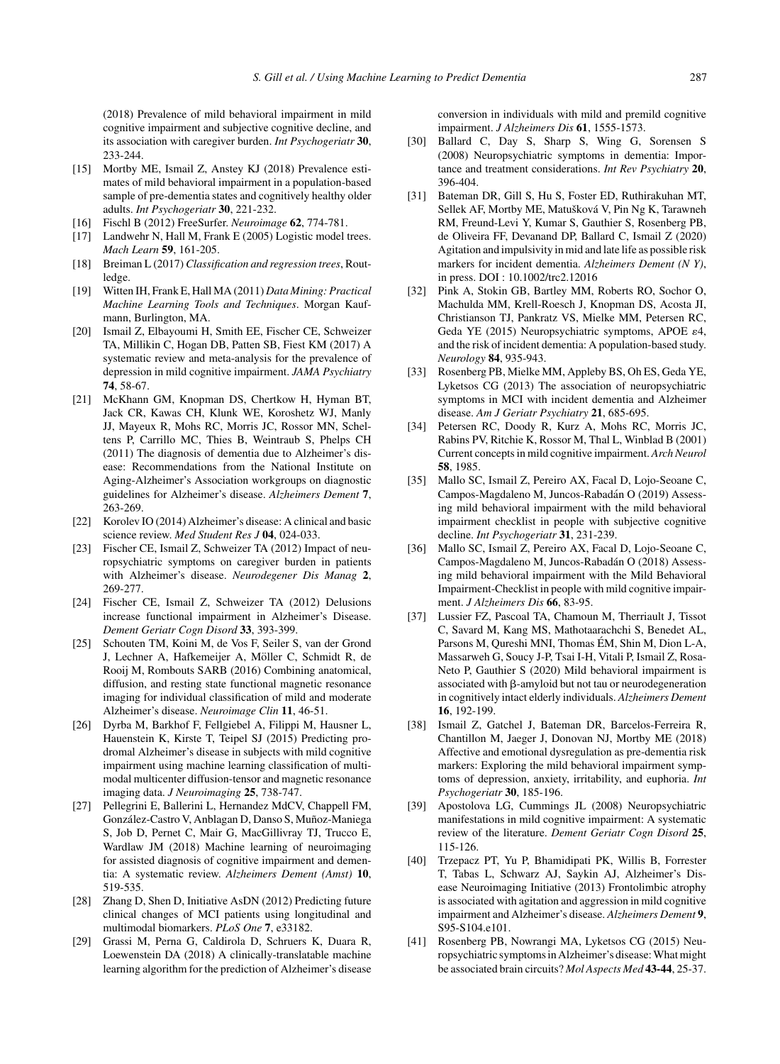(2018) Prevalence of mild behavioral impairment in mild cognitive impairment and subjective cognitive decline, and its association with caregiver burden. *Int Psychogeriatr* **30**, 233-244.

[15] Mortby ME, Ismail Z, Anstey KJ (2018) Prevalence estimates of mild behavioral impairment in a population-based sample of pre-dementia states and cognitively healthy older adults. *Int Psychogeriatr* **30**, 221-232.

[16] Fischl B (2012) FreeSurfer. *Neuroimage* **62**, 774-781.

[17] Landwehr N, Hall M, Frank E (2005) Logistic model trees. *Mach Learn* **59**, 161-205.

[18] Breiman L (2017) *Classification and regression trees*, Routledge.

[19] Witten IH, Frank E, Hall MA (2011) *Data Mining: Practical Machine Learning Tools and Techniques*. Morgan Kaufmann, Burlington, MA.

[20] Ismail Z, Elbayoumi H, Smith EE, Fischer CE, Schweizer TA, Millikin C, Hogan DB, Patten SB, Fiest KM (2017) A systematic review and meta-analysis for the prevalence of depression in mild cognitive impairment. *JAMA Psychiatry* **74**, 58-67.

[21] McKhann GM, Knopman DS, Chertkow H, Hyman BT, Jack CR, Kawas CH, Klunk WE, Koroshetz WJ, Manly JJ, Mayeux R, Mohs RC, Morris JC, Rossor MN, Scheltens P, Carrillo MC, Thies B, Weintraub S, Phelps CH (2011) The diagnosis of dementia due to Alzheimer's disease: Recommendations from the National Institute on Aging-Alzheimer's Association workgroups on diagnostic guidelines for Alzheimer's disease. *Alzheimers Dement* **7**, 263-269.

[22] Korolev IO (2014) Alzheimer's disease: A clinical and basic science review. *Med Student Res J* **04**, 024-033.

[23] Fischer CE, Ismail Z, Schweizer TA (2012) Impact of neuropsychiatric symptoms on caregiver burden in patients with Alzheimer's disease. *Neurodegener Dis Manag* **2**, 269-277.

[24] Fischer CE, Ismail Z, Schweizer TA (2012) Delusions increase functional impairment in Alzheimer's Disease. *Dement Geriatr Cogn Disord* **33**, 393-399.

[25] Schouten TM, Koini M, de Vos F, Seiler S, van der Grond J, Lechner A, Hafkemeijer A, Möller C, Schmidt R, de Rooij M, Rombouts SARB (2016) Combining anatomical, diffusion, and resting state functional magnetic resonance imaging for individual classification of mild and moderate Alzheimer's disease. *Neuroimage Clin* **11**, 46-51.

[26] Dyrba M, Barkhof F, Fellgiebel A, Filippi M, Hausner L, Hauenstein K, Kirste T, Teipel SJ (2015) Predicting prodromal Alzheimer's disease in subjects with mild cognitive impairment using machine learning classification of multimodal multicenter diffusion-tensor and magnetic resonance imaging data. *J Neuroimaging* **25**, 738-747.

[27] Pellegrini E, Ballerini L, Hernandez MdCV, Chappell FM, González-Castro V, Anblagan D, Danso S, Muñoz-Maniega S, Job D, Pernet C, Mair G, MacGillivray TJ, Trucco E, Wardlaw JM (2018) Machine learning of neuroimaging for assisted diagnosis of cognitive impairment and dementia: A systematic review. *Alzheimers Dement (Amst)* **10**, 519-535.

[28] Zhang D, Shen D, Initiative AsDN (2012) Predicting future clinical changes of MCI patients using longitudinal and multimodal biomarkers. *PLoS One* **7**, e33182.

[29] Grassi M, Perna G, Caldirola D, Schruers K, Duara R, Loewenstein DA (2018) A clinically-translatable machine learning algorithm for the prediction of Alzheimer's disease conversion in individuals with mild and premild cognitive impairment. *J Alzheimers Dis* **61**, 1555-1573.

[30] Ballard C, Day S, Sharp S, Wing G, Sorensen S (2008) Neuropsychiatric symptoms in dementia: Importance and treatment considerations. *Int Rev Psychiatry* **20**, 396-404.

[31] Bateman DR, Gill S, Hu S, Foster ED, Ruthirakuhan MT, Sellek AF, Mortby ME, Matušková V, Pin Ng K, Tarawneh RM, Freund-Levi Y, Kumar S, Gauthier S, Rosenberg PB, de Oliveira FF, Devanand DP, Ballard C, Ismail Z (2020) Agitation and impulsivity in mid and late life as possible risk markers for incident dementia. *Alzheimers Dement (N Y)*, in press. DOI : 10.1002/trc2.12016

[32] Pink A, Stokin GB, Bartley MM, Roberts RO, Sochor O, Machulda MM, Krell-Roesch J, Knopman DS, Acosta JI, Christianson TJ, Pankratz VS, Mielke MM, Petersen RC, Geda YE (2015) Neuropsychiatric symptoms, APOE ε4, and the risk of incident dementia: A population-based study. *Neurology* **84**, 935-943.

[33] Rosenberg PB, Mielke MM, Appleby BS, Oh ES, Geda YE, Lyketsos CG (2013) The association of neuropsychiatric symptoms in MCI with incident dementia and Alzheimer disease. *Am J Geriatr Psychiatry* **21**, 685-695.

[34] Petersen RC, Doody R, Kurz A, Mohs RC, Morris JC, Rabins PV, Ritchie K, Rossor M, Thal L, Winblad B (2001) Current concepts in mild cognitive impairment. *Arch Neurol* **58**, 1985.

[35] Mallo SC, Ismail Z, Pereiro AX, Facal D, Lojo-Seoane C, Campos-Magdaleno M, Juncos-Rabadán O (2019) Assessing mild behavioral impairment with the mild behavioral impairment checklist in people with subjective cognitive decline. *Int Psychogeriatr* **31**, 231-239.

[36] Mallo SC, Ismail Z, Pereiro AX, Facal D, Lojo-Seoane C, Campos-Magdaleno M, Juncos-Rabadán O (2018) Assessing mild behavioral impairment with the Mild Behavioral Impairment-Checklist in people with mild cognitive impairment. *J Alzheimers Dis* **66**, 83-95.

[37] Lussier FZ, Pascoal TA, Chamoun M, Therriault J, Tissot C, Savard M, Kang MS, Mathotaarachchi S, Benedet AL, Parsons M, Qureshi MNI, Thomas ÉM, Shin M, Dion L-A, Massarweh G, Soucy J-P, Tsai I-H, Vitali P, Ismail Z, Rosa-Neto P, Gauthier S (2020) Mild behavioral impairment is associated with β-amyloid but not tau or neurodegeneration in cognitively intact elderly individuals. *Alzheimers Dement* **16**, 192-199.

[38] Ismail Z, Gatchel J, Bateman DR, Barcelos-Ferreira R, Chantillon M, Jaeger J, Donovan NJ, Mortby ME (2018) Affective and emotional dysregulation as pre-dementia risk markers: Exploring the mild behavioral impairment symptoms of depression, anxiety, irritability, and euphoria. *Int Psychogeriatr* **30**, 185-196.

[39] Apostolova LG, Cummings JL (2008) Neuropsychiatric manifestations in mild cognitive impairment: A systematic review of the literature. *Dement Geriatr Cogn Disord* **25**, 115-126.

[40] Trzepacz PT, Yu P, Bhamidipati PK, Willis B, Forrester T, Tabas L, Schwarz AJ, Saykin AJ, Alzheimer's Disease Neuroimaging Initiative (2013) Frontolimbic atrophy is associated with agitation and aggression in mild cognitive impairment and Alzheimer's disease. *Alzheimers Dement* **9**, S95-S104.e101.

[41] Rosenberg PB, Nowrangi MA, Lyketsos CG (2015) Neuropsychiatric symptoms in Alzheimer's disease: What might be associated brain circuits? *Mol Aspects Med* **43-44**, 25-37.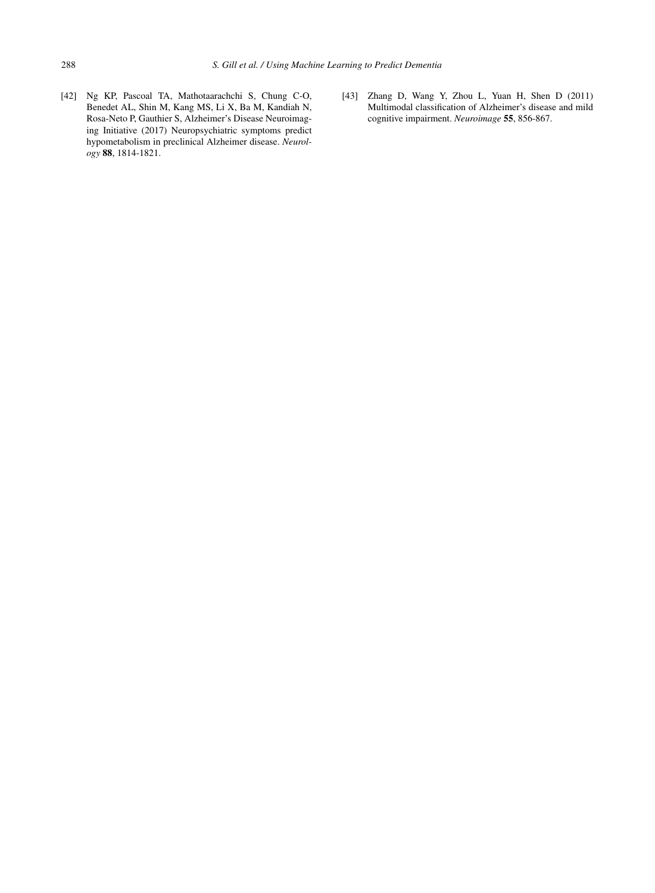[42] Ng KP, Pascoal TA, Mathotaarachchi S, Chung C-O, Benedet AL, Shin M, Kang MS, Li X, Ba M, Kandiah N, Rosa-Neto P, Gauthier S, Alzheimer's Disease Neuroimaging Initiative (2017) Neuropsychiatric symptoms predict hypometabolism in preclinical Alzheimer disease. *Neurology* **88**, 1814-1821.

[43] Zhang D, Wang Y, Zhou L, Yuan H, Shen D (2011) Multimodal classification of Alzheimer's disease and mild cognitive impairment. *Neuroimage* **55**, 856-867.